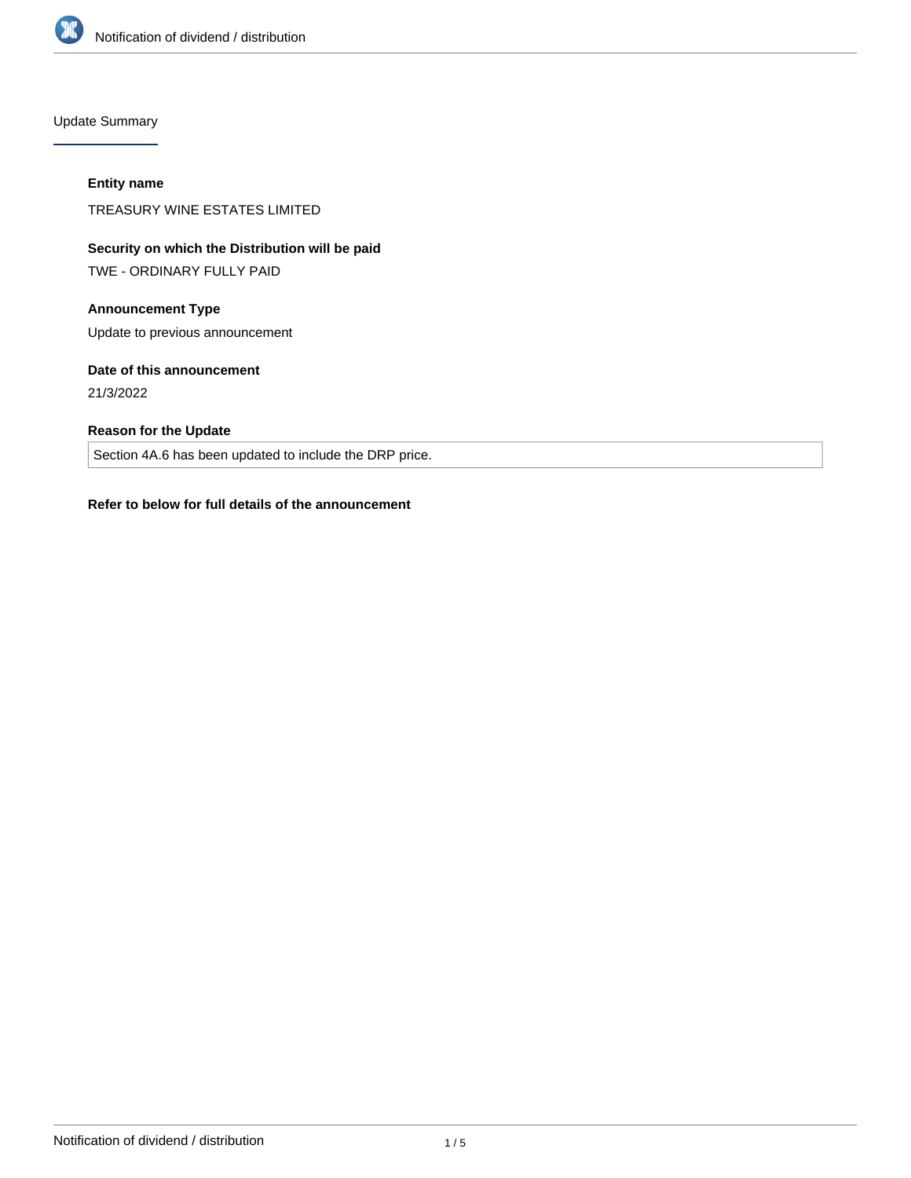## Update Summary

**Entity name**

TREASURY WINE ESTATES LIMITED

**Security on which the Distribution will be paid**

TWE - ORDINARY FULLY PAID

**Announcement Type**

Update to previous announcement

**Date of this announcement**

21/3/2022

**Reason for the Update**

Section 4A.6 has been updated to include the DRP price.

**Refer to below for full details of the announcement**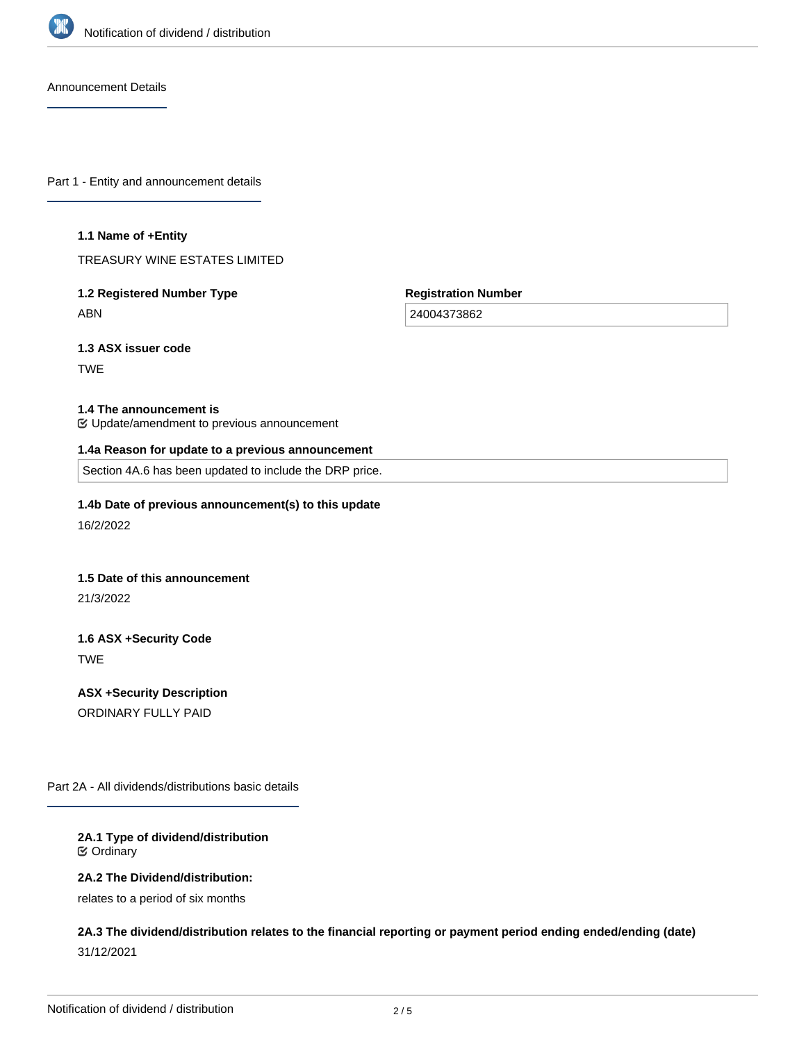Announcement Details

## Part 1 - Entity and announcement details

**1.1 Name of +Entity**

TREASURY WINE ESTATES LIMITED

**1.2 Registered Number Type**

ABN

**Registration Number**

24004373862

**1.3 ASX issuer code**

TWE

**1.4 The announcement is**

Update/amendment to previous announcement

**1.4a Reason for update to a previous announcement**

Section 4A.6 has been updated to include the DRP price.

**1.4b Date of previous announcement(s) to this update**

16/2/2022

**1.5 Date of this announcement**

21/3/2022

**1.6 ASX +Security Code**

TWE

**ASX +Security Description**

ORDINARY FULLY PAID

## Part 2A - All dividends/distributions basic details

**2A.1 Type of dividend/distribution**

Ordinary

**2A.2 The Dividend/distribution:**

relates to a period of six months

**2A.3 The dividend/distribution relates to the financial reporting or payment period ending ended/ending (date)**

31/12/2021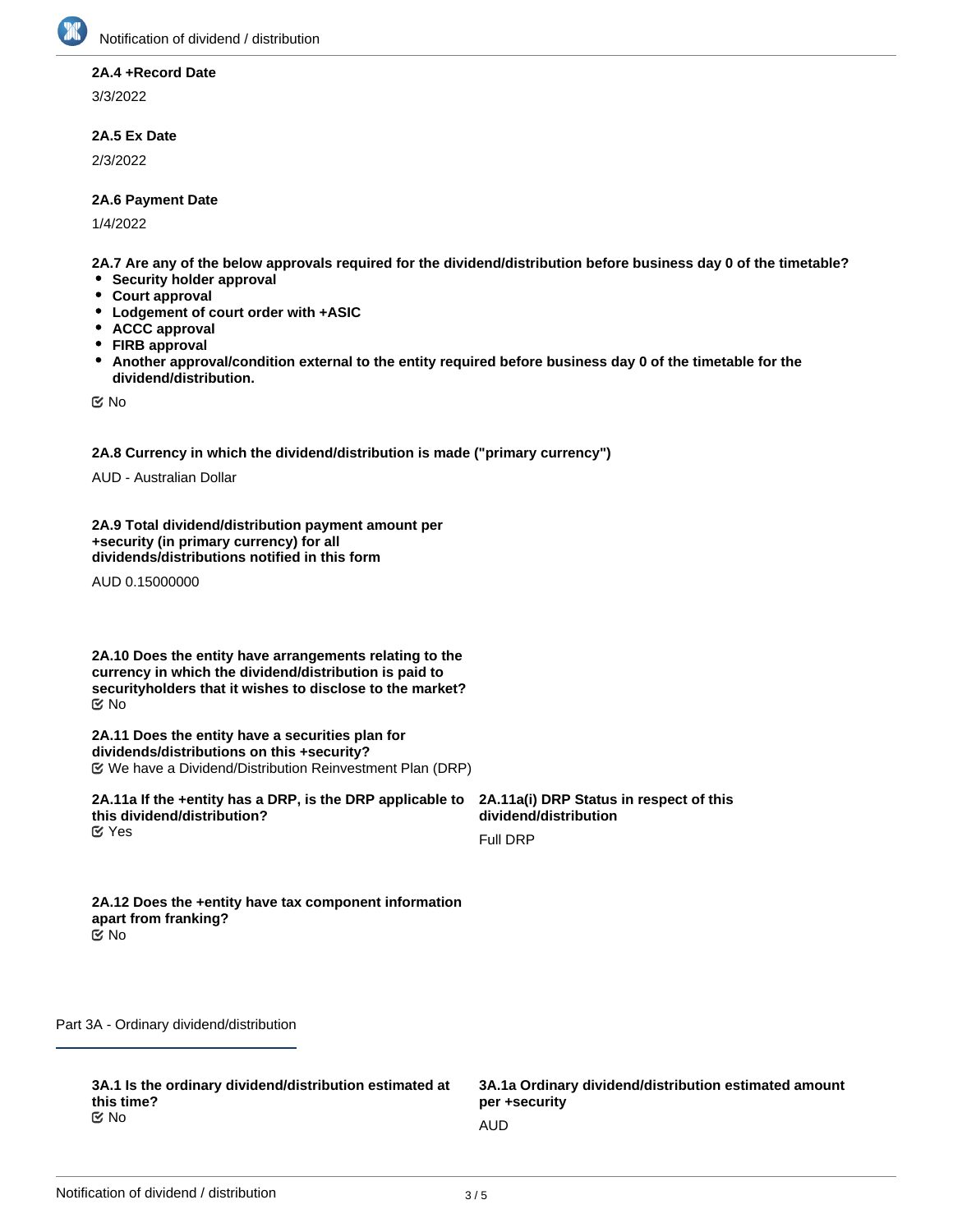**2A.4 +Record Date**

3/3/2022

**2A.5 Ex Date**

2/3/2022

**2A.6 Payment Date**

1/4/2022

**2A.7 Are any of the below approvals required for the dividend/distribution before business day 0 of the timetable?**

- **Security holder approval**
- **Court approval**
- **Lodgement of court order with +ASIC**
- **ACCC approval**
- **FIRB approval**
- **Another approval/condition external to the entity required before business day 0 of the timetable for the dividend/distribution.**

No

**2A.8 Currency in which the dividend/distribution is made ("primary currency")**

AUD - Australian Dollar

**2A.9 Total dividend/distribution payment amount per +security (in primary currency) for all dividends/distributions notified in this form**

AUD 0.15000000

**2A.10 Does the entity have arrangements relating to the currency in which the dividend/distribution is paid to securityholders that it wishes to disclose to the market?**

No

**2A.11 Does the entity have a securities plan for dividends/distributions on this +security?**

We have a Dividend/Distribution Reinvestment Plan (DRP)

**2A.11a If the +entity has a DRP, is the DRP applicable to this dividend/distribution?**

Yes

**2A.11a(i) DRP Status in respect of this dividend/distribution**

Full DRP

**2A.12 Does the +entity have tax component information apart from franking?**

No

## Part 3A - Ordinary dividend/distribution

**3A.1 Is the ordinary dividend/distribution estimated at this time?**

No

**3A.1a Ordinary dividend/distribution estimated amount per +security**

AUD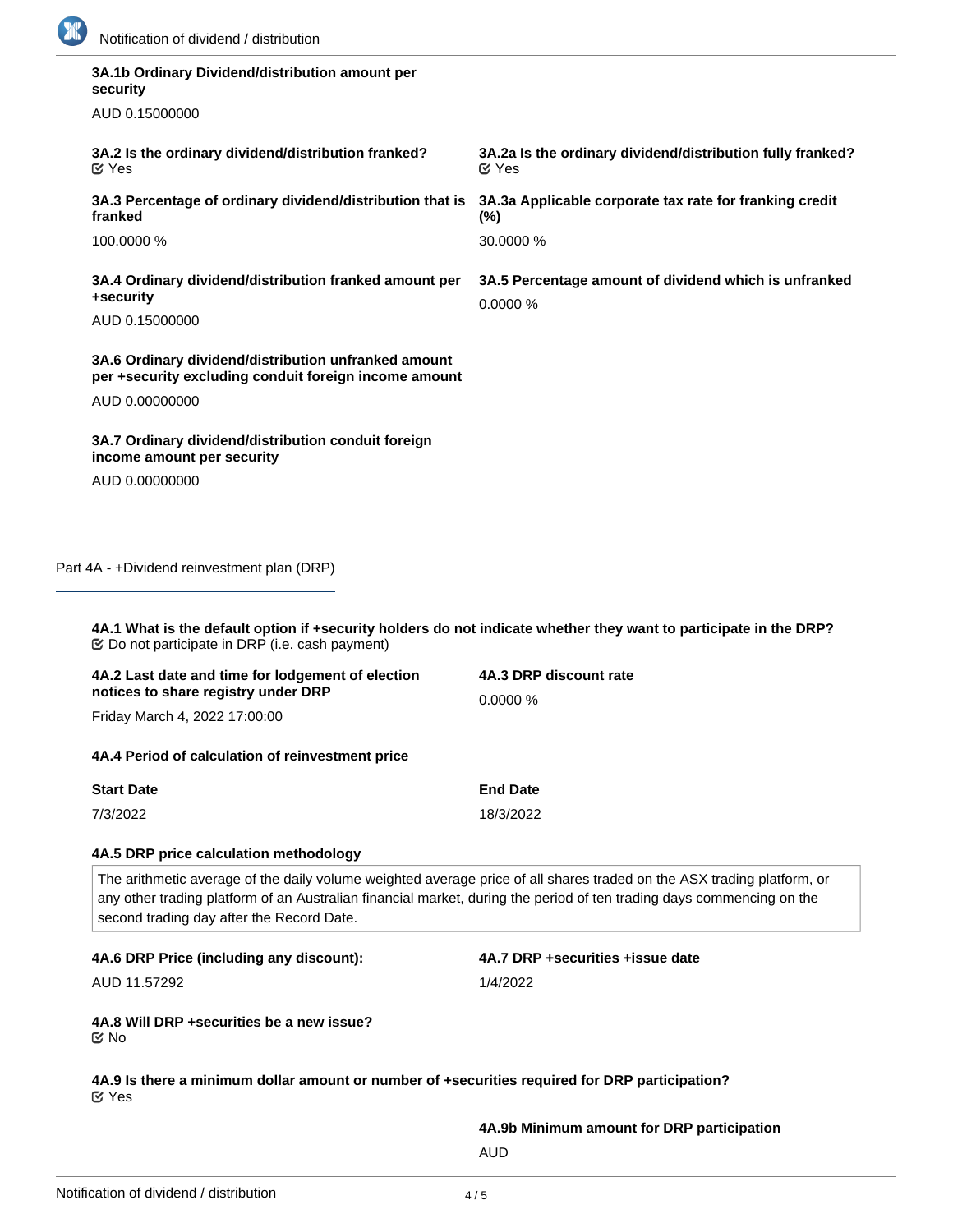**3A.1b Ordinary Dividend/distribution amount per security**

AUD 0.15000000

**3A.2 Is the ordinary dividend/distribution franked?**
☑ Yes

**3A.2a Is the ordinary dividend/distribution fully franked?**
☑ Yes

**3A.3 Percentage of ordinary dividend/distribution that is franked**

100.0000 %

**3A.3a Applicable corporate tax rate for franking credit (%)**

30.0000 %

**3A.4 Ordinary dividend/distribution franked amount per +security**

AUD 0.15000000

**3A.5 Percentage amount of dividend which is unfranked**

0.0000 %

**3A.6 Ordinary dividend/distribution unfranked amount per +security excluding conduit foreign income amount**

AUD 0.00000000

**3A.7 Ordinary dividend/distribution conduit foreign income amount per security**

AUD 0.00000000

## Part 4A - +Dividend reinvestment plan (DRP)

**4A.1 What is the default option if +security holders do not indicate whether they want to participate in the DRP?**
☑ Do not participate in DRP (i.e. cash payment)

**4A.2 Last date and time for lodgement of election notices to share registry under DRP**

Friday March 4, 2022 17:00:00

**4A.3 DRP discount rate**

0.0000 %

**4A.4 Period of calculation of reinvestment price**

| Start Date | End Date |
|---|---|
| 7/3/2022 | 18/3/2022 |

**4A.5 DRP price calculation methodology**

The arithmetic average of the daily volume weighted average price of all shares traded on the ASX trading platform, or any other trading platform of an Australian financial market, during the period of ten trading days commencing on the second trading day after the Record Date.

**4A.6 DRP Price (including any discount):**

AUD 11.57292

**4A.7 DRP +securities +issue date**

1/4/2022

**4A.8 Will DRP +securities be a new issue?**
☑ No

**4A.9 Is there a minimum dollar amount or number of +securities required for DRP participation?**
☑ Yes

**4A.9b Minimum amount for DRP participation**

AUD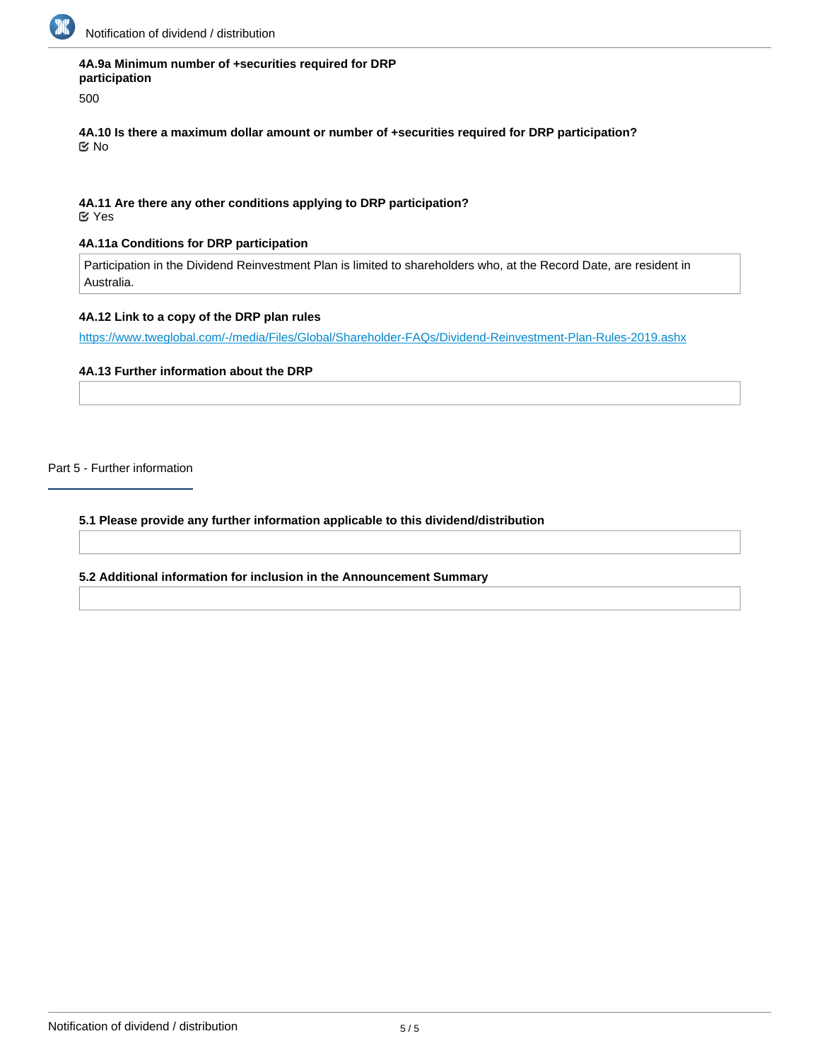**4A.9a Minimum number of +securities required for DRP participation**

500

**4A.10 Is there a maximum dollar amount or number of +securities required for DRP participation?**

No

**4A.11 Are there any other conditions applying to DRP participation?**

Yes

**4A.11a Conditions for DRP participation**

Participation in the Dividend Reinvestment Plan is limited to shareholders who, at the Record Date, are resident in Australia.

**4A.12 Link to a copy of the DRP plan rules**

https://www.tweglobal.com/-/media/Files/Global/Shareholder-FAQs/Dividend-Reinvestment-Plan-Rules-2019.ashx

**4A.13 Further information about the DRP**

## Part 5 - Further information

**5.1 Please provide any further information applicable to this dividend/distribution**

**5.2 Additional information for inclusion in the Announcement Summary**